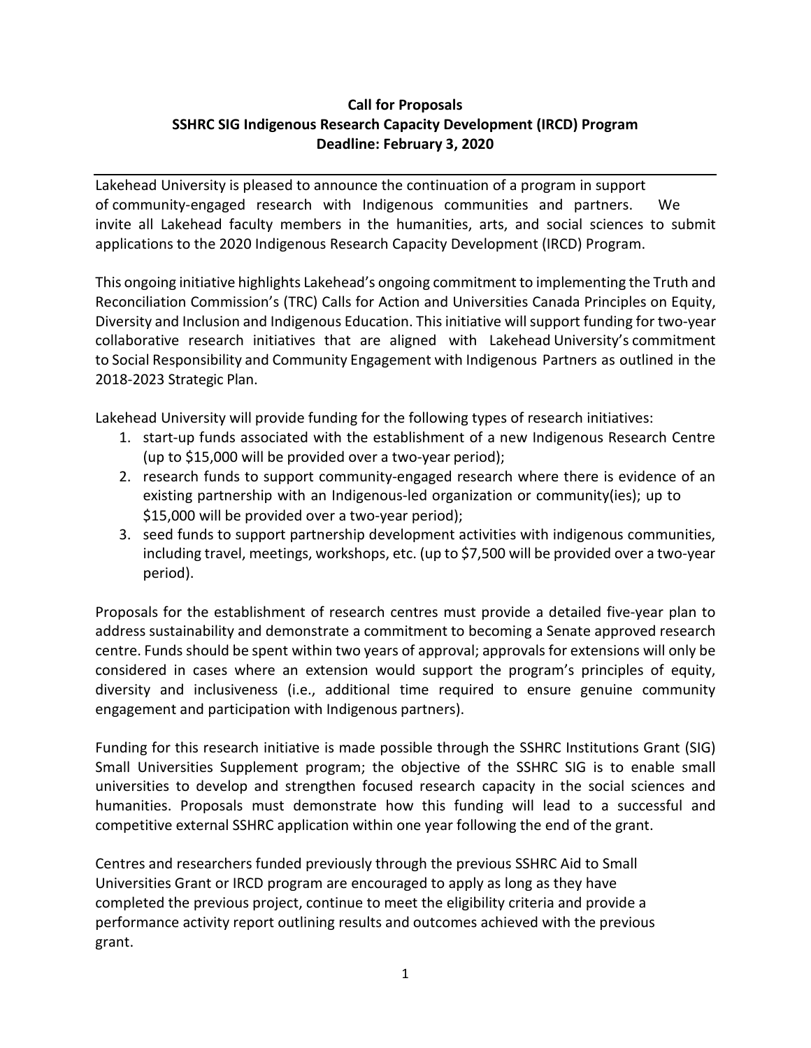**Call for Proposals**
**SSHRC SIG Indigenous Research Capacity Development (IRCD) Program**
**Deadline: February 3, 2020**

---

Lakehead University is pleased to announce the continuation of a program in support of community-engaged research with Indigenous communities and partners. We invite all Lakehead faculty members in the humanities, arts, and social sciences to submit applications to the 2020 Indigenous Research Capacity Development (IRCD) Program.

This ongoing initiative highlights Lakehead's ongoing commitment to implementing the Truth and Reconciliation Commission's (TRC) Calls for Action and Universities Canada Principles on Equity, Diversity and Inclusion and Indigenous Education. This initiative will support funding for two-year collaborative research initiatives that are aligned with Lakehead University's commitment to Social Responsibility and Community Engagement with Indigenous Partners as outlined in the 2018-2023 Strategic Plan.

Lakehead University will provide funding for the following types of research initiatives:

1. start-up funds associated with the establishment of a new Indigenous Research Centre (up to $15,000 will be provided over a two-year period);
2. research funds to support community-engaged research where there is evidence of an existing partnership with an Indigenous-led organization or community(ies); up to $15,000 will be provided over a two-year period);
3. seed funds to support partnership development activities with indigenous communities, including travel, meetings, workshops, etc. (up to $7,500 will be provided over a two-year period).

Proposals for the establishment of research centres must provide a detailed five-year plan to address sustainability and demonstrate a commitment to becoming a Senate approved research centre. Funds should be spent within two years of approval; approvals for extensions will only be considered in cases where an extension would support the program's principles of equity, diversity and inclusiveness (i.e., additional time required to ensure genuine community engagement and participation with Indigenous partners).

Funding for this research initiative is made possible through the SSHRC Institutions Grant (SIG) Small Universities Supplement program; the objective of the SSHRC SIG is to enable small universities to develop and strengthen focused research capacity in the social sciences and humanities. Proposals must demonstrate how this funding will lead to a successful and competitive external SSHRC application within one year following the end of the grant.

Centres and researchers funded previously through the previous SSHRC Aid to Small Universities Grant or IRCD program are encouraged to apply as long as they have completed the previous project, continue to meet the eligibility criteria and provide a performance activity report outlining results and outcomes achieved with the previous grant.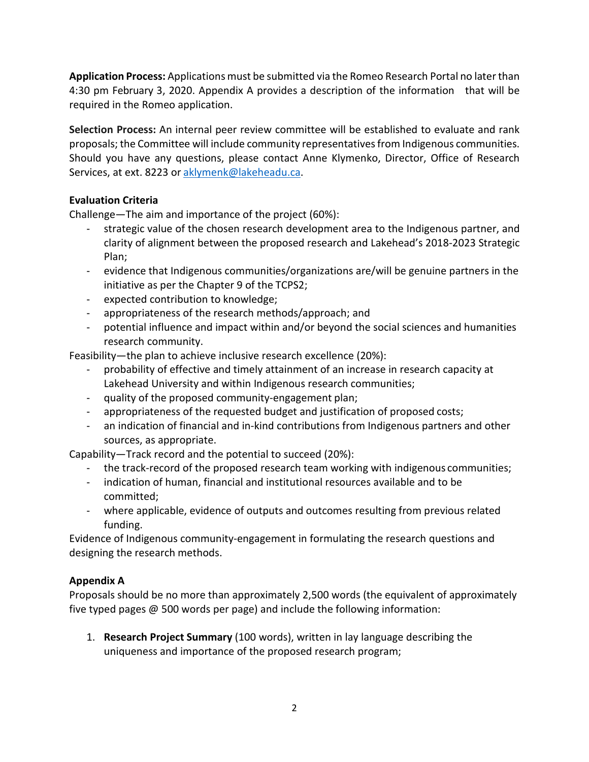**Application Process:** Applications must be submitted via the Romeo Research Portal no later than 4:30 pm February 3, 2020. Appendix A provides a description of the information that will be required in the Romeo application.

**Selection Process:** An internal peer review committee will be established to evaluate and rank proposals; the Committee will include community representatives from Indigenous communities. Should you have any questions, please contact Anne Klymenko, Director, Office of Research Services, at ext. 8223 or aklymenk@lakeheadu.ca.

**Evaluation Criteria**

Challenge—The aim and importance of the project (60%):

- strategic value of the chosen research development area to the Indigenous partner, and clarity of alignment between the proposed research and Lakehead's 2018-2023 Strategic Plan;
- evidence that Indigenous communities/organizations are/will be genuine partners in the initiative as per the Chapter 9 of the TCPS2;
- expected contribution to knowledge;
- appropriateness of the research methods/approach; and
- potential influence and impact within and/or beyond the social sciences and humanities research community.

Feasibility—the plan to achieve inclusive research excellence (20%):

- probability of effective and timely attainment of an increase in research capacity at Lakehead University and within Indigenous research communities;
- quality of the proposed community-engagement plan;
- appropriateness of the requested budget and justification of proposed costs;
- an indication of financial and in-kind contributions from Indigenous partners and other sources, as appropriate.

Capability—Track record and the potential to succeed (20%):

- the track-record of the proposed research team working with indigenous communities;
- indication of human, financial and institutional resources available and to be committed;
- where applicable, evidence of outputs and outcomes resulting from previous related funding.

Evidence of Indigenous community-engagement in formulating the research questions and designing the research methods.

**Appendix A**

Proposals should be no more than approximately 2,500 words (the equivalent of approximately five typed pages @ 500 words per page) and include the following information:

1. **Research Project Summary** (100 words), written in lay language describing the uniqueness and importance of the proposed research program;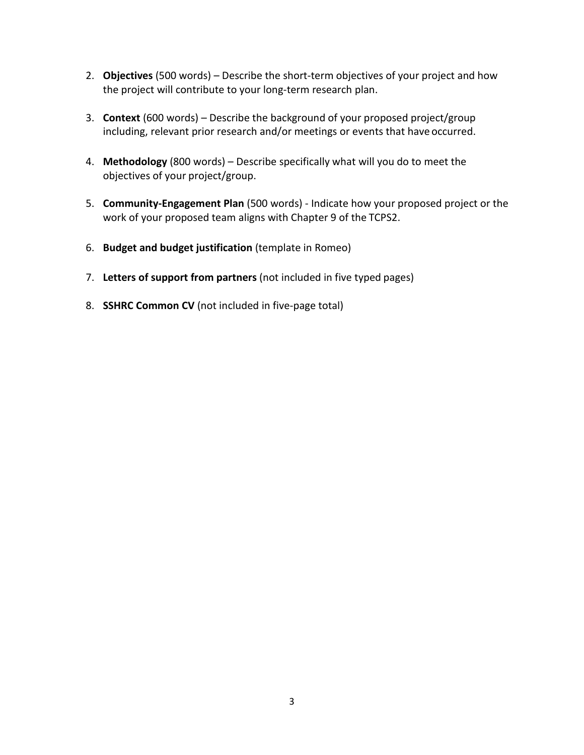2. **Objectives** (500 words) – Describe the short-term objectives of your project and how the project will contribute to your long-term research plan.

3. **Context** (600 words) – Describe the background of your proposed project/group including, relevant prior research and/or meetings or events that have occurred.

4. **Methodology** (800 words) – Describe specifically what will you do to meet the objectives of your project/group.

5. **Community-Engagement Plan** (500 words) - Indicate how your proposed project or the work of your proposed team aligns with Chapter 9 of the TCPS2.

6. **Budget and budget justification** (template in Romeo)

7. **Letters of support from partners** (not included in five typed pages)

8. **SSHRC Common CV** (not included in five-page total)